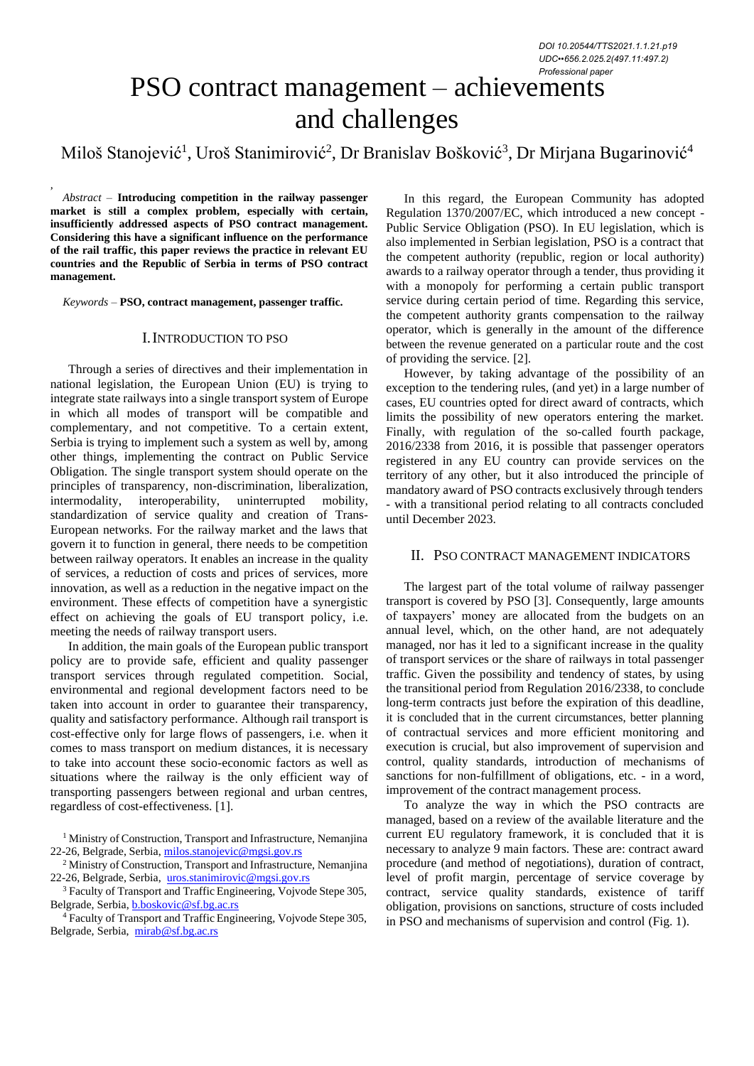DOI 10.20544/TTS2021.1.1.21.p19
UDC••656.2.025.2(497.11:497.2)
Professional paper

# PSO contract management – achievements and challenges

Miloš Stanojević[1], Uroš Stanimirović[2], Dr Branislav Bošković[3], Dr Mirjana Bugarinović[4]

*Abstract* – **Introducing competition in the railway passenger market is still a complex problem, especially with certain, insufficiently addressed aspects of PSO contract management. Considering this have a significant influence on the performance of the rail traffic, this paper reviews the practice in relevant EU countries and the Republic of Serbia in terms of PSO contract management.**

*Keywords* – **PSO, contract management, passenger traffic.**

## I. Introduction to PSO

Through a series of directives and their implementation in national legislation, the European Union (EU) is trying to integrate state railways into a single transport system of Europe in which all modes of transport will be compatible and complementary, and not competitive. To a certain extent, Serbia is trying to implement such a system as well by, among other things, implementing the contract on Public Service Obligation. The single transport system should operate on the principles of transparency, non-discrimination, liberalization, intermodality, interoperability, uninterrupted mobility, standardization of service quality and creation of Trans-European networks. For the railway market and the laws that govern it to function in general, there needs to be competition between railway operators. It enables an increase in the quality of services, a reduction of costs and prices of services, more innovation, as well as a reduction in the negative impact on the environment. These effects of competition have a synergistic effect on achieving the goals of EU transport policy, i.e. meeting the needs of railway transport users.

In addition, the main goals of the European public transport policy are to provide safe, efficient and quality passenger transport services through regulated competition. Social, environmental and regional development factors need to be taken into account in order to guarantee their transparency, quality and satisfactory performance. Although rail transport is cost-effective only for large flows of passengers, i.e. when it comes to mass transport on medium distances, it is necessary to take into account these socio-economic factors as well as situations where the railway is the only efficient way of transporting passengers between regional and urban centres, regardless of cost-effectiveness. [1].

In this regard, the European Community has adopted Regulation 1370/2007/EC, which introduced a new concept - Public Service Obligation (PSO). In EU legislation, which is also implemented in Serbian legislation, PSO is a contract that the competent authority (republic, region or local authority) awards to a railway operator through a tender, thus providing it with a monopoly for performing a certain public transport service during certain period of time. Regarding this service, the competent authority grants compensation to the railway operator, which is generally in the amount of the difference between the revenue generated on a particular route and the cost of providing the service. [2].

However, by taking advantage of the possibility of an exception to the tendering rules, (and yet) in a large number of cases, EU countries opted for direct award of contracts, which limits the possibility of new operators entering the market. Finally, with regulation of the so-called fourth package, 2016/2338 from 2016, it is possible that passenger operators registered in any EU country can provide services on the territory of any other, but it also introduced the principle of mandatory award of PSO contracts exclusively through tenders - with a transitional period relating to all contracts concluded until December 2023.

## II. PSO Contract Management Indicators

The largest part of the total volume of railway passenger transport is covered by PSO [3]. Consequently, large amounts of taxpayers' money are allocated from the budgets on an annual level, which, on the other hand, are not adequately managed, nor has it led to a significant increase in the quality of transport services or the share of railways in total passenger traffic. Given the possibility and tendency of states, by using the transitional period from Regulation 2016/2338, to conclude long-term contracts just before the expiration of this deadline, it is concluded that in the current circumstances, better planning of contractual services and more efficient monitoring and execution is crucial, but also improvement of supervision and control, quality standards, introduction of mechanisms of sanctions for non-fulfillment of obligations, etc. - in a word, improvement of the contract management process.

To analyze the way in which the PSO contracts are managed, based on a review of the available literature and the current EU regulatory framework, it is concluded that it is necessary to analyze 9 main factors. These are: contract award procedure (and method of negotiations), duration of contract, level of profit margin, percentage of service coverage by contract, service quality standards, existence of tariff obligation, provisions on sanctions, structure of costs included in PSO and mechanisms of supervision and control (Fig. 1).

[1] Ministry of Construction, Transport and Infrastructure, Nemanjina 22-26, Belgrade, Serbia, milos.stanojevic@mgsi.gov.rs

[2] Ministry of Construction, Transport and Infrastructure, Nemanjina 22-26, Belgrade, Serbia, uros.stanimirovic@mgsi.gov.rs

[3] Faculty of Transport and Traffic Engineering, Vojvode Stepe 305, Belgrade, Serbia, b.boskovic@sf.bg.ac.rs

[4] Faculty of Transport and Traffic Engineering, Vojvode Stepe 305, Belgrade, Serbia, mirab@sf.bg.ac.rs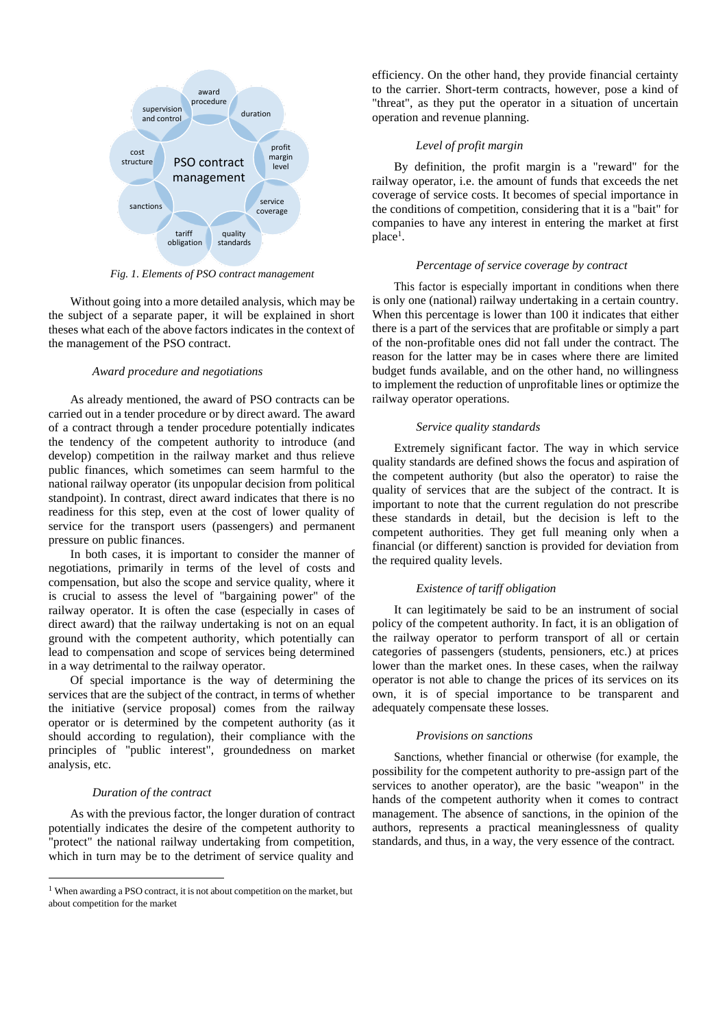*Fig. 1. Elements of PSO contract management*

Without going into a more detailed analysis, which may be the subject of a separate paper, it will be explained in short theses what each of the above factors indicates in the context of the management of the PSO contract.

*Award procedure and negotiations*

As already mentioned, the award of PSO contracts can be carried out in a tender procedure or by direct award. The award of a contract through a tender procedure potentially indicates the tendency of the competent authority to introduce (and develop) competition in the railway market and thus relieve public finances, which sometimes can seem harmful to the national railway operator (its unpopular decision from political standpoint). In contrast, direct award indicates that there is no readiness for this step, even at the cost of lower quality of service for the transport users (passengers) and permanent pressure on public finances.

In both cases, it is important to consider the manner of negotiations, primarily in terms of the level of costs and compensation, but also the scope and service quality, where it is crucial to assess the level of "bargaining power" of the railway operator. It is often the case (especially in cases of direct award) that the railway undertaking is not on an equal ground with the competent authority, which potentially can lead to compensation and scope of services being determined in a way detrimental to the railway operator.

Of special importance is the way of determining the services that are the subject of the contract, in terms of whether the initiative (service proposal) comes from the railway operator or is determined by the competent authority (as it should according to regulation), their compliance with the principles of "public interest", groundedness on market analysis, etc.

*Duration of the contract*

As with the previous factor, the longer duration of contract potentially indicates the desire of the competent authority to "protect" the national railway undertaking from competition, which in turn may be to the detriment of service quality and efficiency. On the other hand, they provide financial certainty to the carrier. Short-term contracts, however, pose a kind of "threat", as they put the operator in a situation of uncertain operation and revenue planning.

*Level of profit margin*

By definition, the profit margin is a "reward" for the railway operator, i.e. the amount of funds that exceeds the net coverage of service costs. It becomes of special importance in the conditions of competition, considering that it is a "bait" for companies to have any interest in entering the market at first place[1].

*Percentage of service coverage by contract*

This factor is especially important in conditions when there is only one (national) railway undertaking in a certain country. When this percentage is lower than 100 it indicates that either there is a part of the services that are profitable or simply a part of the non-profitable ones did not fall under the contract. The reason for the latter may be in cases where there are limited budget funds available, and on the other hand, no willingness to implement the reduction of unprofitable lines or optimize the railway operator operations.

*Service quality standards*

Extremely significant factor. The way in which service quality standards are defined shows the focus and aspiration of the competent authority (but also the operator) to raise the quality of services that are the subject of the contract. It is important to note that the current regulation do not prescribe these standards in detail, but the decision is left to the competent authorities. They get full meaning only when a financial (or different) sanction is provided for deviation from the required quality levels.

*Existence of tariff obligation*

It can legitimately be said to be an instrument of social policy of the competent authority. In fact, it is an obligation of the railway operator to perform transport of all or certain categories of passengers (students, pensioners, etc.) at prices lower than the market ones. In these cases, when the railway operator is not able to change the prices of its services on its own, it is of special importance to be transparent and adequately compensate these losses.

*Provisions on sanctions*

Sanctions, whether financial or otherwise (for example, the possibility for the competent authority to pre-assign part of the services to another operator), are the basic "weapon" in the hands of the competent authority when it comes to contract management. The absence of sanctions, in the opinion of the authors, represents a practical meaninglessness of quality standards, and thus, in a way, the very essence of the contract.

[1] When awarding a PSO contract, it is not about competition on the market, but about competition for the market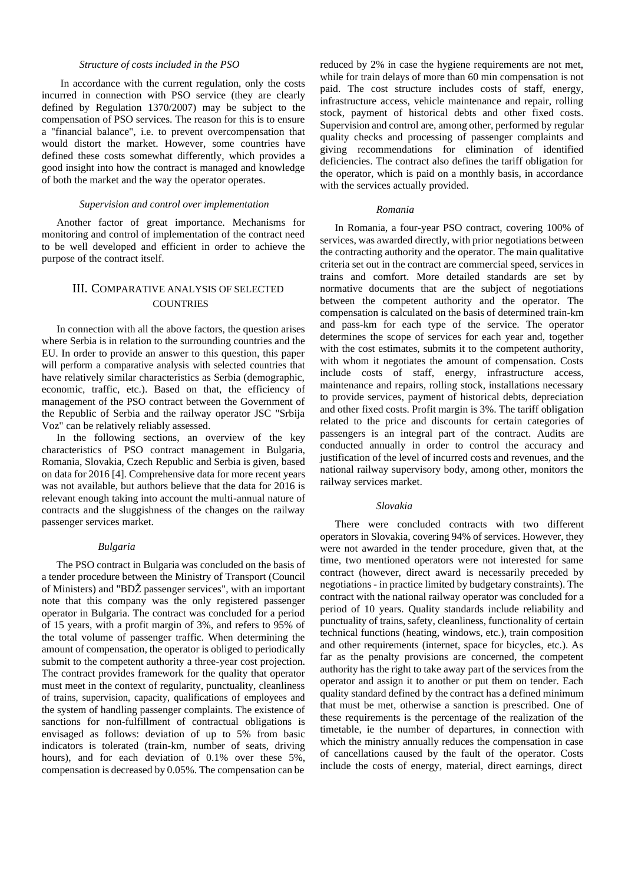*Structure of costs included in the PSO*

In accordance with the current regulation, only the costs incurred in connection with PSO service (they are clearly defined by Regulation 1370/2007) may be subject to the compensation of PSO services. The reason for this is to ensure a "financial balance", i.e. to prevent overcompensation that would distort the market. However, some countries have defined these costs somewhat differently, which provides a good insight into how the contract is managed and knowledge of both the market and the way the operator operates.

*Supervision and control over implementation*

Another factor of great importance. Mechanisms for monitoring and control of implementation of the contract need to be well developed and efficient in order to achieve the purpose of the contract itself.

## III. Comparative analysis of selected countries

In connection with all the above factors, the question arises where Serbia is in relation to the surrounding countries and the EU. In order to provide an answer to this question, this paper will perform a comparative analysis with selected countries that have relatively similar characteristics as Serbia (demographic, economic, traffic, etc.). Based on that, the efficiency of management of the PSO contract between the Government of the Republic of Serbia and the railway operator JSC "Srbija Voz" can be relatively reliably assessed.

In the following sections, an overview of the key characteristics of PSO contract management in Bulgaria, Romania, Slovakia, Czech Republic and Serbia is given, based on data for 2016 [4]. Comprehensive data for more recent years was not available, but authors believe that the data for 2016 is relevant enough taking into account the multi-annual nature of contracts and the sluggishness of the changes on the railway passenger services market.

*Bulgaria*

The PSO contract in Bulgaria was concluded on the basis of a tender procedure between the Ministry of Transport (Council of Ministers) and "BDŽ passenger services", with an important note that this company was the only registered passenger operator in Bulgaria. The contract was concluded for a period of 15 years, with a profit margin of 3%, and refers to 95% of the total volume of passenger traffic. When determining the amount of compensation, the operator is obliged to periodically submit to the competent authority a three-year cost projection. The contract provides framework for the quality that operator must meet in the context of regularity, punctuality, cleanliness of trains, supervision, capacity, qualifications of employees and the system of handling passenger complaints. The existence of sanctions for non-fulfillment of contractual obligations is envisaged as follows: deviation of up to 5% from basic indicators is tolerated (train-km, number of seats, driving hours), and for each deviation of 0.1% over these 5%, compensation is decreased by 0.05%. The compensation can be reduced by 2% in case the hygiene requirements are not met, while for train delays of more than 60 min compensation is not paid. The cost structure includes costs of staff, energy, infrastructure access, vehicle maintenance and repair, rolling stock, payment of historical debts and other fixed costs. Supervision and control are, among other, performed by regular quality checks and processing of passenger complaints and giving recommendations for elimination of identified deficiencies. The contract also defines the tariff obligation for the operator, which is paid on a monthly basis, in accordance with the services actually provided.

*Romania*

In Romania, a four-year PSO contract, covering 100% of services, was awarded directly, with prior negotiations between the contracting authority and the operator. The main qualitative criteria set out in the contract are commercial speed, services in trains and comfort. More detailed standards are set by normative documents that are the subject of negotiations between the competent authority and the operator. The compensation is calculated on the basis of determined train-km and pass-km for each type of the service. The operator determines the scope of services for each year and, together with the cost estimates, submits it to the competent authority, with whom it negotiates the amount of compensation. Costs include costs of staff, energy, infrastructure access, maintenance and repairs, rolling stock, installations necessary to provide services, payment of historical debts, depreciation and other fixed costs. Profit margin is 3%. The tariff obligation related to the price and discounts for certain categories of passengers is an integral part of the contract. Audits are conducted annually in order to control the accuracy and justification of the level of incurred costs and revenues, and the national railway supervisory body, among other, monitors the railway services market.

*Slovakia*

There were concluded contracts with two different operators in Slovakia, covering 94% of services. However, they were not awarded in the tender procedure, given that, at the time, two mentioned operators were not interested for same contract (however, direct award is necessarily preceded by negotiations - in practice limited by budgetary constraints). The contract with the national railway operator was concluded for a period of 10 years. Quality standards include reliability and punctuality of trains, safety, cleanliness, functionality of certain technical functions (heating, windows, etc.), train composition and other requirements (internet, space for bicycles, etc.). As far as the penalty provisions are concerned, the competent authority has the right to take away part of the services from the operator and assign it to another or put them on tender. Each quality standard defined by the contract has a defined minimum that must be met, otherwise a sanction is prescribed. One of these requirements is the percentage of the realization of the timetable, ie the number of departures, in connection with which the ministry annually reduces the compensation in case of cancellations caused by the fault of the operator. Costs include the costs of energy, material, direct earnings, direct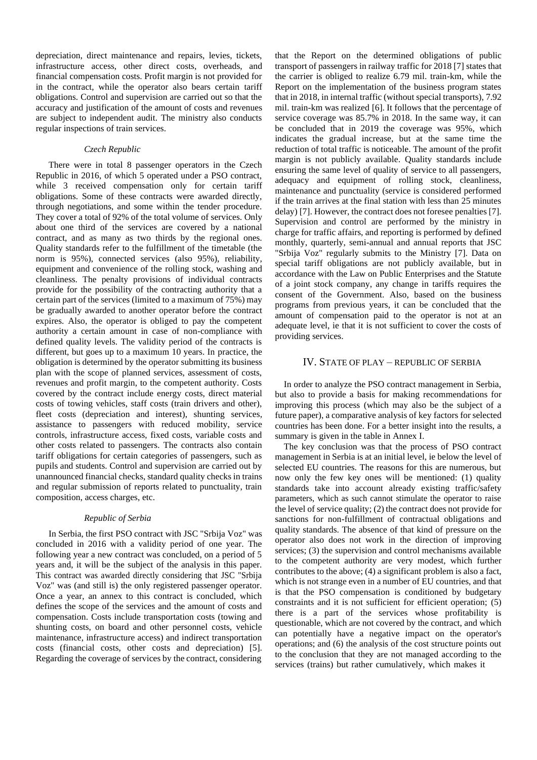depreciation, direct maintenance and repairs, levies, tickets, infrastructure access, other direct costs, overheads, and financial compensation costs. Profit margin is not provided for in the contract, while the operator also bears certain tariff obligations. Control and supervision are carried out so that the accuracy and justification of the amount of costs and revenues are subject to independent audit. The ministry also conducts regular inspections of train services.

### *Czech Republic*

There were in total 8 passenger operators in the Czech Republic in 2016, of which 5 operated under a PSO contract, while 3 received compensation only for certain tariff obligations. Some of these contracts were awarded directly, through negotiations, and some within the tender procedure. They cover a total of 92% of the total volume of services. Only about one third of the services are covered by a national contract, and as many as two thirds by the regional ones. Quality standards refer to the fulfillment of the timetable (the norm is 95%), connected services (also 95%), reliability, equipment and convenience of the rolling stock, washing and cleanliness. The penalty provisions of individual contracts provide for the possibility of the contracting authority that a certain part of the services (limited to a maximum of 75%) may be gradually awarded to another operator before the contract expires. Also, the operator is obliged to pay the competent authority a certain amount in case of non-compliance with defined quality levels. The validity period of the contracts is different, but goes up to a maximum 10 years. In practice, the obligation is determined by the operator submitting its business plan with the scope of planned services, assessment of costs, revenues and profit margin, to the competent authority. Costs covered by the contract include energy costs, direct material costs of towing vehicles, staff costs (train drivers and other), fleet costs (depreciation and interest), shunting services, assistance to passengers with reduced mobility, service controls, infrastructure access, fixed costs, variable costs and other costs related to passengers. The contracts also contain tariff obligations for certain categories of passengers, such as pupils and students. Control and supervision are carried out by unannounced financial checks, standard quality checks in trains and regular submission of reports related to punctuality, train composition, access charges, etc.

### *Republic of Serbia*

In Serbia, the first PSO contract with JSC "Srbija Voz" was concluded in 2016 with a validity period of one year. The following year a new contract was concluded, on a period of 5 years and, it will be the subject of the analysis in this paper. This contract was awarded directly considering that JSC "Srbija Voz" was (and still is) the only registered passenger operator. Once a year, an annex to this contract is concluded, which defines the scope of the services and the amount of costs and compensation. Costs include transportation costs (towing and shunting costs, on board and other personnel costs, vehicle maintenance, infrastructure access) and indirect transportation costs (financial costs, other costs and depreciation) [5]. Regarding the coverage of services by the contract, considering that the Report on the determined obligations of public transport of passengers in railway traffic for 2018 [7] states that the carrier is obliged to realize 6.79 mil. train-km, while the Report on the implementation of the business program states that in 2018, in internal traffic (without special transports), 7.92 mil. train-km was realized [6]. It follows that the percentage of service coverage was 85.7% in 2018. In the same way, it can be concluded that in 2019 the coverage was 95%, which indicates the gradual increase, but at the same time the reduction of total traffic is noticeable. The amount of the profit margin is not publicly available. Quality standards include ensuring the same level of quality of service to all passengers, adequacy and equipment of rolling stock, cleanliness, maintenance and punctuality (service is considered performed if the train arrives at the final station with less than 25 minutes delay) [7]. However, the contract does not foresee penalties [7]. Supervision and control are performed by the ministry in charge for traffic affairs, and reporting is performed by defined monthly, quarterly, semi-annual and annual reports that JSC "Srbija Voz" regularly submits to the Ministry [7]. Data on special tariff obligations are not publicly available, but in accordance with the Law on Public Enterprises and the Statute of a joint stock company, any change in tariffs requires the consent of the Government. Also, based on the business programs from previous years, it can be concluded that the amount of compensation paid to the operator is not at an adequate level, ie that it is not sufficient to cover the costs of providing services.

## IV. State of Play – Republic of Serbia

In order to analyze the PSO contract management in Serbia, but also to provide a basis for making recommendations for improving this process (which may also be the subject of a future paper), a comparative analysis of key factors for selected countries has been done. For a better insight into the results, a summary is given in the table in Annex I.

The key conclusion was that the process of PSO contract management in Serbia is at an initial level, ie below the level of selected EU countries. The reasons for this are numerous, but now only the few key ones will be mentioned: (1) quality standards take into account already existing traffic/safety parameters, which as such cannot stimulate the operator to raise the level of service quality; (2) the contract does not provide for sanctions for non-fulfillment of contractual obligations and quality standards. The absence of that kind of pressure on the operator also does not work in the direction of improving services; (3) the supervision and control mechanisms available to the competent authority are very modest, which further contributes to the above; (4) a significant problem is also a fact, which is not strange even in a number of EU countries, and that is that the PSO compensation is conditioned by budgetary constraints and it is not sufficient for efficient operation; (5) there is a part of the services whose profitability is questionable, which are not covered by the contract, and which can potentially have a negative impact on the operator's operations; and (6) the analysis of the cost structure points out to the conclusion that they are not managed according to the services (trains) but rather cumulatively, which makes it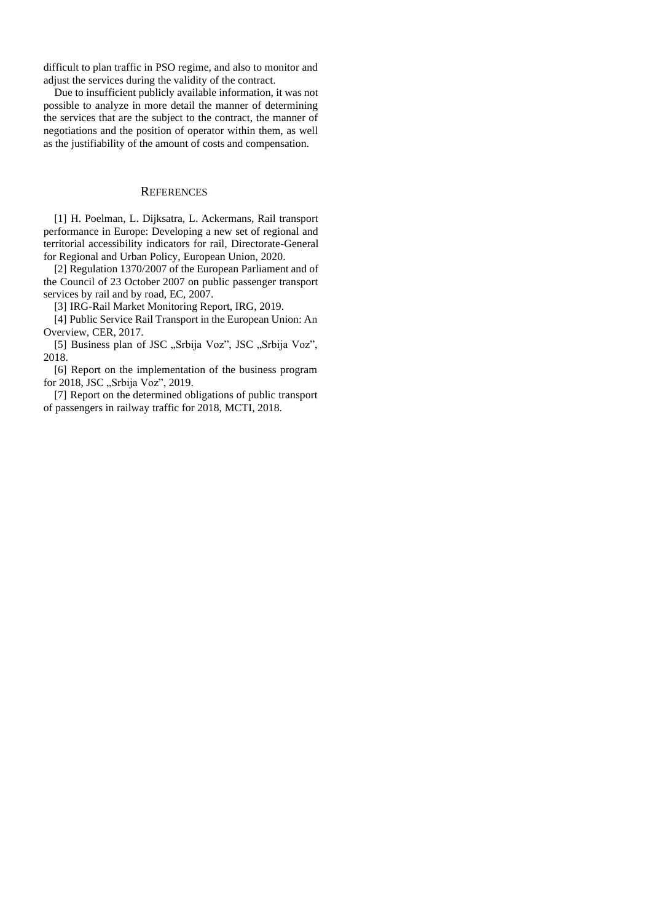difficult to plan traffic in PSO regime, and also to monitor and adjust the services during the validity of the contract.

Due to insufficient publicly available information, it was not possible to analyze in more detail the manner of determining the services that are the subject to the contract, the manner of negotiations and the position of operator within them, as well as the justifiability of the amount of costs and compensation.

## REFERENCES

[1] H. Poelman, L. Dijksatra, L. Ackermans, Rail transport performance in Europe: Developing a new set of regional and territorial accessibility indicators for rail, Directorate-General for Regional and Urban Policy, European Union, 2020.

[2] Regulation 1370/2007 of the European Parliament and of the Council of 23 October 2007 on public passenger transport services by rail and by road, EC, 2007.

[3] IRG-Rail Market Monitoring Report, IRG, 2019.

[4] Public Service Rail Transport in the European Union: An Overview, CER, 2017.

[5] Business plan of JSC „Srbija Voz", JSC „Srbija Voz", 2018.

[6] Report on the implementation of the business program for 2018, JSC „Srbija Voz", 2019.

[7] Report on the determined obligations of public transport of passengers in railway traffic for 2018, MCTI, 2018.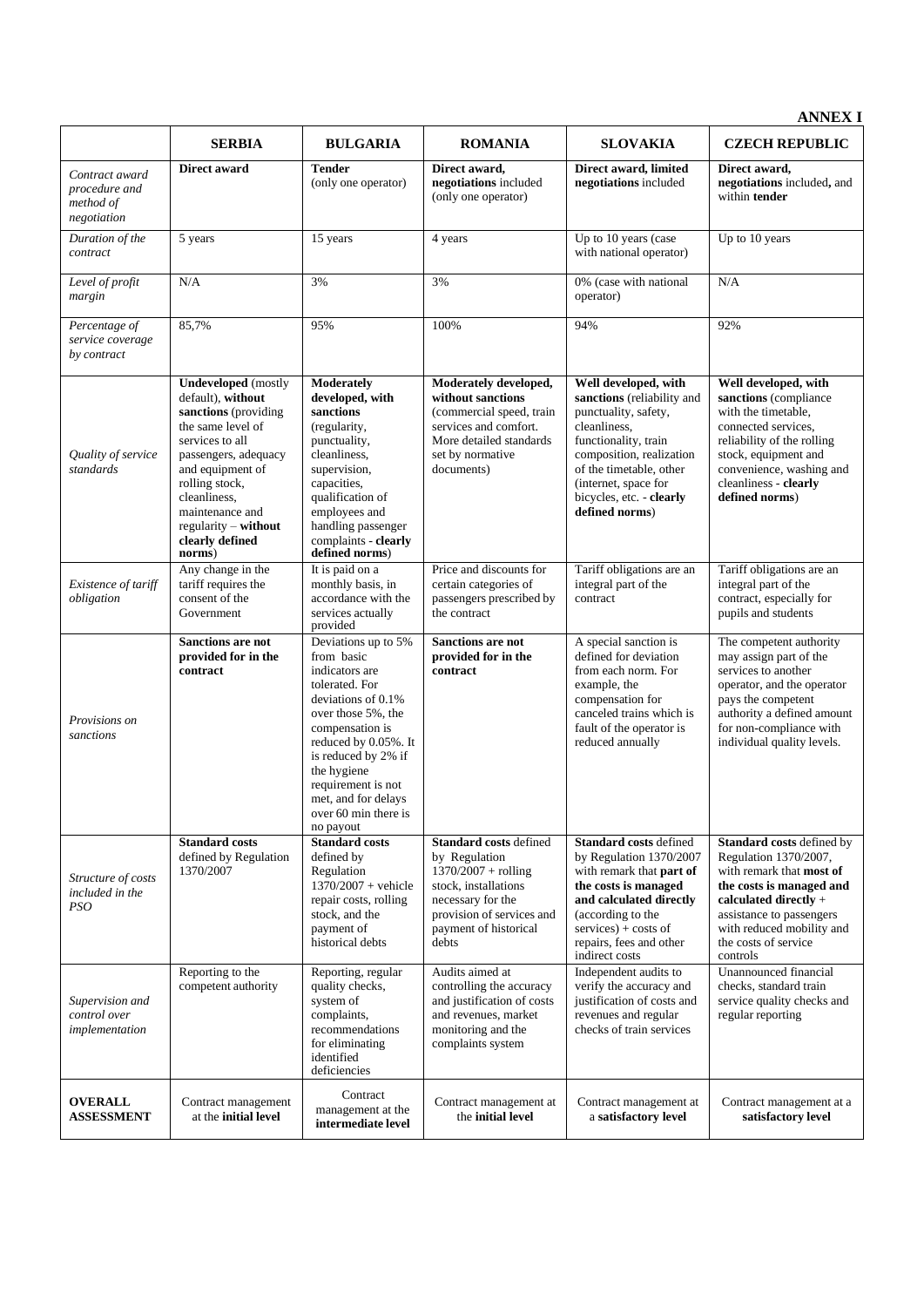**ANNEX I**

| | **SERBIA** | **BULGARIA** | **ROMANIA** | **SLOVAKIA** | **CZECH REPUBLIC** |
|---|---|---|---|---|---|
| *Contract award procedure and method of negotiation* | **Direct award** | **Tender** (only one operator) | **Direct award, negotiations** included (only one operator) | **Direct award, limited negotiations** included | **Direct award, negotiations** included**,** and within **tender** |
| *Duration of the contract* | 5 years | 15 years | 4 years | Up to 10 years (case with national operator) | Up to 10 years |
| *Level of profit margin* | N/A | 3% | 3% | 0% (case with national operator) | N/A |
| *Percentage of service coverage by contract* | 85,7% | 95% | 100% | 94% | 92% |
| *Quality of service standards* | **Undeveloped** (mostly default), **without sanctions** (providing the same level of services to all passengers, adequacy and equipment of rolling stock, cleanliness, maintenance and regularity – **without clearly defined norms**) | **Moderately developed, with sanctions** (regularity, punctuality, cleanliness, supervision, capacities, qualification of employees and handling passenger complaints - **clearly defined norms**) | **Moderately developed, without sanctions** (commercial speed, train services and comfort. More detailed standards set by normative documents) | **Well developed, with sanctions** (reliability and punctuality, safety, cleanliness, functionality, train composition, realization of the timetable, other (internet, space for bicycles, etc. - **clearly defined norms**) | **Well developed, with sanctions** (compliance with the timetable, connected services, reliability of the rolling stock, equipment and convenience, washing and cleanliness - **clearly defined norms**) |
| *Existence of tariff obligation* | Any change in the tariff requires the consent of the Government | It is paid on a monthly basis, in accordance with the services actually provided | Price and discounts for certain categories of passengers prescribed by the contract | Tariff obligations are an integral part of the contract | Tariff obligations are an integral part of the contract, especially for pupils and students |
| *Provisions on sanctions* | **Sanctions are not provided for in the contract** | Deviations up to 5% from basic indicators are tolerated. For deviations of 0.1% over those 5%, the compensation is reduced by 0.05%. It is reduced by 2% if the hygiene requirement is not met, and for delays over 60 min there is no payout | **Sanctions are not provided for in the contract** | A special sanction is defined for deviation from each norm. For example, the compensation for canceled trains which is fault of the operator is reduced annually | The competent authority may assign part of the services to another operator, and the operator pays the competent authority a defined amount for non-compliance with individual quality levels. |
| *Structure of costs included in the PSO* | **Standard costs** defined by Regulation 1370/2007 | **Standard costs** defined by Regulation 1370/2007 + vehicle repair costs, rolling stock, and the payment of historical debts | **Standard costs** defined by Regulation 1370/2007 + rolling stock, installations necessary for the provision of services and payment of historical debts | **Standard costs** defined by Regulation 1370/2007 with remark that **part of the costs is managed and calculated directly** (according to the services) + costs of repairs, fees and other indirect costs | **Standard costs** defined by Regulation 1370/2007, with remark that **most of the costs is managed and calculated directly** + assistance to passengers with reduced mobility and the costs of service controls |
| *Supervision and control over implementation* | Reporting to the competent authority | Reporting, regular quality checks, system of complaints, recommendations for eliminating identified deficiencies | Audits aimed at controlling the accuracy and justification of costs and revenues, market monitoring and the complaints system | Independent audits to verify the accuracy and justification of costs and revenues and regular checks of train services | Unannounced financial checks, standard train service quality checks and regular reporting |
| **OVERALL ASSESSMENT** | Contract management at the **initial level** | Contract management at the **intermediate level** | Contract management at the **initial level** | Contract management at a **satisfactory level** | Contract management at a **satisfactory level** |